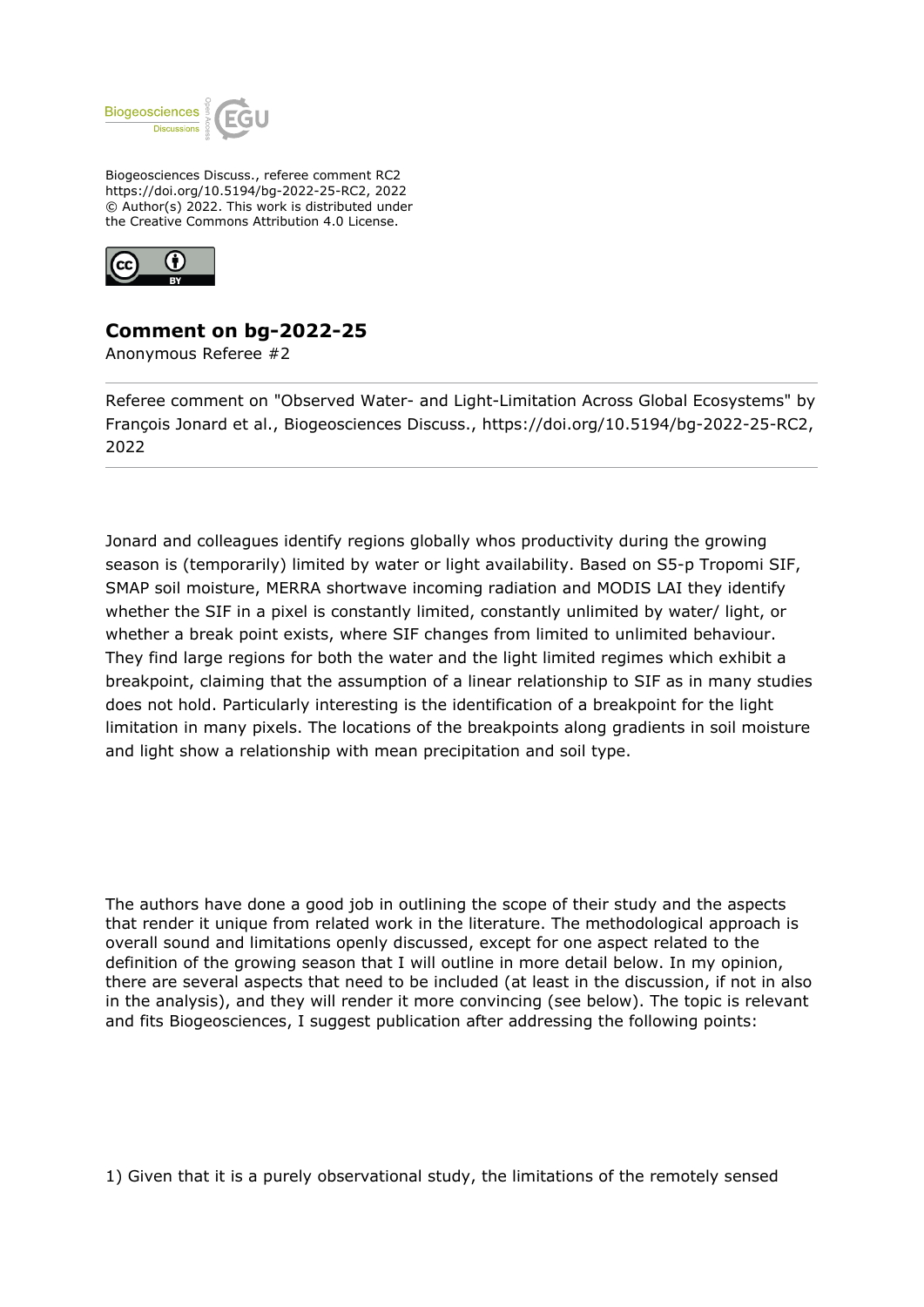Biogeosciences Discuss., referee comment RC2
https://doi.org/10.5194/bg-2022-25-RC2, 2022
© Author(s) 2022. This work is distributed under
the Creative Commons Attribution 4.0 License.

## Comment on bg-2022-25

Anonymous Referee #2

Referee comment on "Observed Water- and Light-Limitation Across Global Ecosystems" by François Jonard et al., Biogeosciences Discuss., https://doi.org/10.5194/bg-2022-25-RC2, 2022

---

Jonard and colleagues identify regions globally whos productivity during the growing season is (temporarily) limited by water or light availability. Based on S5-p Tropomi SIF, SMAP soil moisture, MERRA shortwave incoming radiation and MODIS LAI they identify whether the SIF in a pixel is constantly limited, constantly unlimited by water/ light, or whether a break point exists, where SIF changes from limited to unlimited behaviour. They find large regions for both the water and the light limited regimes which exhibit a breakpoint, claiming that the assumption of a linear relationship to SIF as in many studies does not hold. Particularly interesting is the identification of a breakpoint for the light limitation in many pixels. The locations of the breakpoints along gradients in soil moisture and light show a relationship with mean precipitation and soil type.

The authors have done a good job in outlining the scope of their study and the aspects that render it unique from related work in the literature. The methodological approach is overall sound and limitations openly discussed, except for one aspect related to the definition of the growing season that I will outline in more detail below. In my opinion, there are several aspects that need to be included (at least in the discussion, if not in also in the analysis), and they will render it more convincing (see below). The topic is relevant and fits Biogeosciences, I suggest publication after addressing the following points:

1) Given that it is a purely observational study, the limitations of the remotely sensed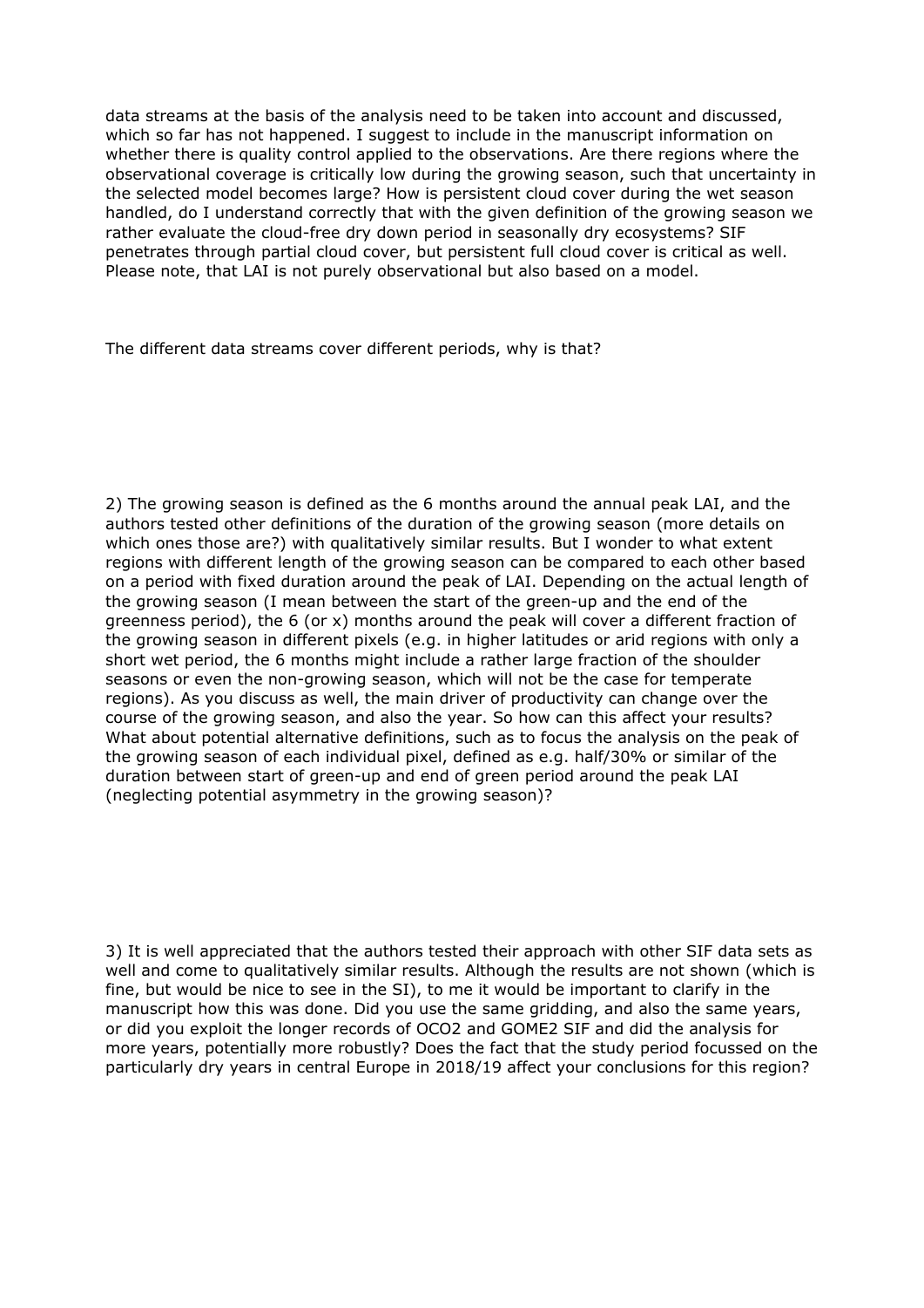data streams at the basis of the analysis need to be taken into account and discussed, which so far has not happened. I suggest to include in the manuscript information on whether there is quality control applied to the observations. Are there regions where the observational coverage is critically low during the growing season, such that uncertainty in the selected model becomes large? How is persistent cloud cover during the wet season handled, do I understand correctly that with the given definition of the growing season we rather evaluate the cloud-free dry down period in seasonally dry ecosystems? SIF penetrates through partial cloud cover, but persistent full cloud cover is critical as well. Please note, that LAI is not purely observational but also based on a model.

The different data streams cover different periods, why is that?

2) The growing season is defined as the 6 months around the annual peak LAI, and the authors tested other definitions of the duration of the growing season (more details on which ones those are?) with qualitatively similar results. But I wonder to what extent regions with different length of the growing season can be compared to each other based on a period with fixed duration around the peak of LAI. Depending on the actual length of the growing season (I mean between the start of the green-up and the end of the greenness period), the 6 (or x) months around the peak will cover a different fraction of the growing season in different pixels (e.g. in higher latitudes or arid regions with only a short wet period, the 6 months might include a rather large fraction of the shoulder seasons or even the non-growing season, which will not be the case for temperate regions). As you discuss as well, the main driver of productivity can change over the course of the growing season, and also the year. So how can this affect your results? What about potential alternative definitions, such as to focus the analysis on the peak of the growing season of each individual pixel, defined as e.g. half/30% or similar of the duration between start of green-up and end of green period around the peak LAI (neglecting potential asymmetry in the growing season)?

3) It is well appreciated that the authors tested their approach with other SIF data sets as well and come to qualitatively similar results. Although the results are not shown (which is fine, but would be nice to see in the SI), to me it would be important to clarify in the manuscript how this was done. Did you use the same gridding, and also the same years, or did you exploit the longer records of OCO2 and GOME2 SIF and did the analysis for more years, potentially more robustly? Does the fact that the study period focussed on the particularly dry years in central Europe in 2018/19 affect your conclusions for this region?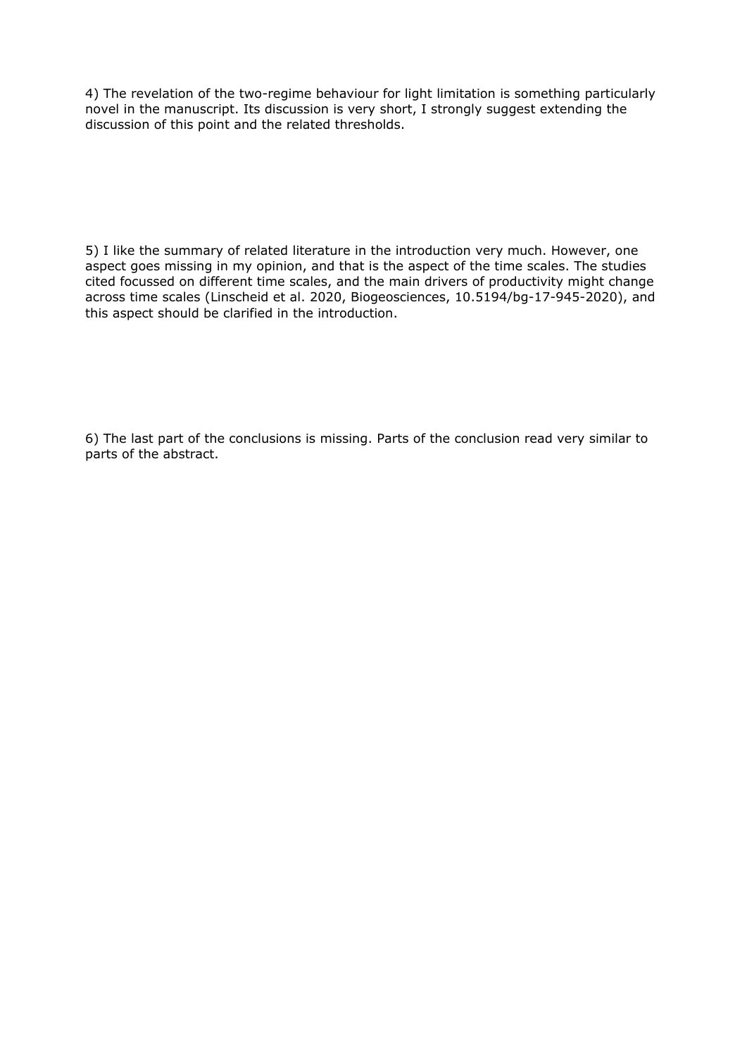4) The revelation of the two-regime behaviour for light limitation is something particularly novel in the manuscript. Its discussion is very short, I strongly suggest extending the discussion of this point and the related thresholds.

5) I like the summary of related literature in the introduction very much. However, one aspect goes missing in my opinion, and that is the aspect of the time scales. The studies cited focussed on different time scales, and the main drivers of productivity might change across time scales (Linscheid et al. 2020, Biogeosciences, 10.5194/bg-17-945-2020), and this aspect should be clarified in the introduction.

6) The last part of the conclusions is missing. Parts of the conclusion read very similar to parts of the abstract.